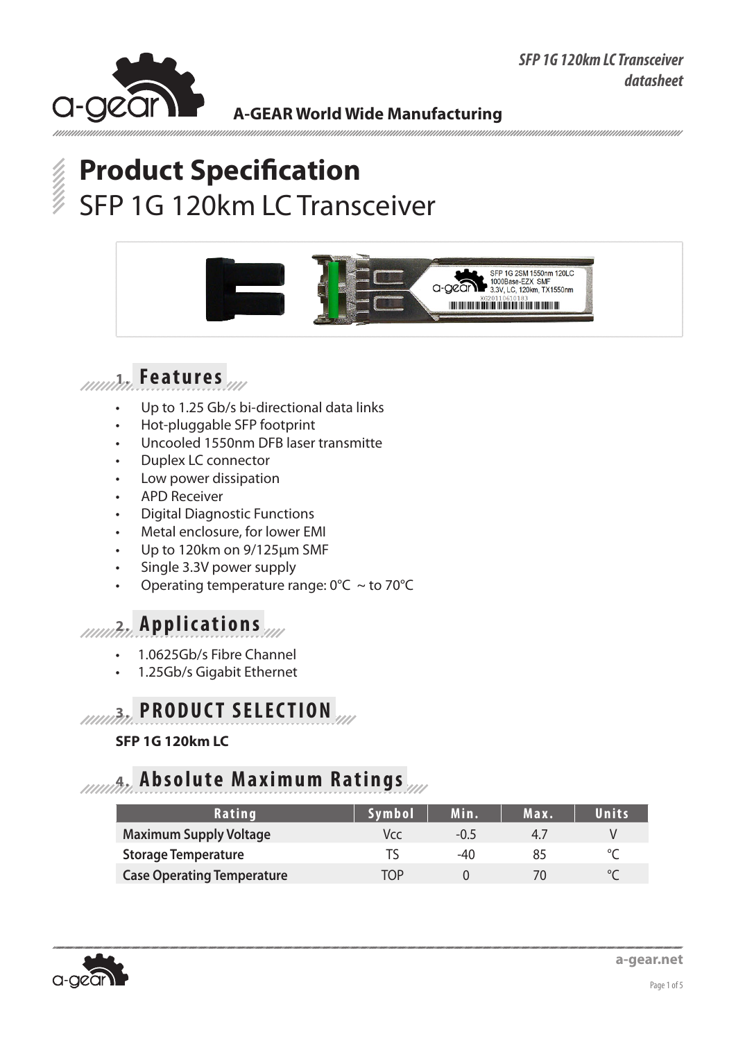# Product Specification

SFP 1G 120km LC Transceiver

## 1. Features

- Up to 1.25 Gb/s bi-directional data links
- Hot-pluggable SFP footprint
- Uncooled 1550nm DFB laser transmitte
- Duplex LC connector
- Low power dissipation
- APD Receiver
- Digital Diagnostic Functions
- Metal enclosure, for lower EMI
- Up to 120km on 9/125µm SMF
- Single 3.3V power supply
- Operating temperature range: 0°C ~ to 70°C

## 2. Applications

- 1.0625Gb/s Fibre Channel
- 1.25Gb/s Gigabit Ethernet

## 3. PRODUCT SELECTION

**SFP 1G 120km LC**

## 4. Absolute Maximum Ratings

| Rating | Symbol | Min. | Max. | Units |
|---|---|---|---|---|
| Maximum Supply Voltage | Vcc | -0.5 | 4.7 | V |
| Storage Temperature | TS | -40 | 85 | °C |
| Case Operating Temperature | TOP | 0 | 70 | °C |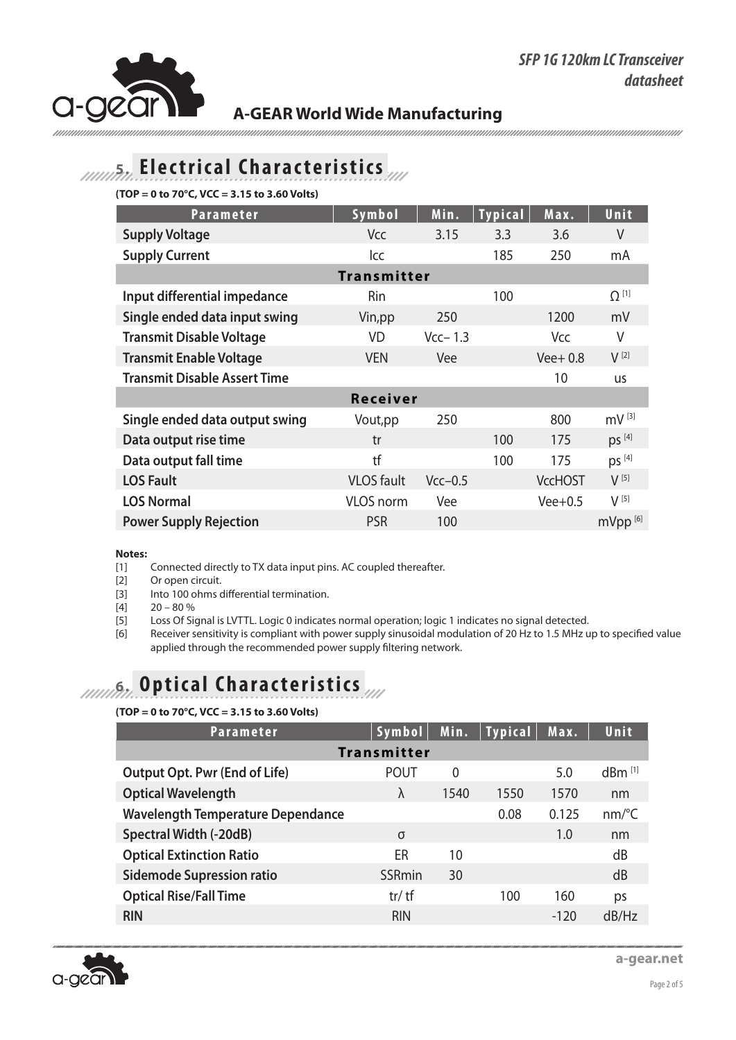## 5. Electrical Characteristics

**(TOP = 0 to 70°C, VCC = 3.15 to 3.60 Volts)**

| Parameter | Symbol | Min. | Typical | Max. | Unit |
|---|---|---|---|---|---|
| **Supply Voltage** | Vcc | 3.15 | 3.3 | 3.6 | V |
| **Supply Current** | Icc | | 185 | 250 | mA |
| **Transmitter** | | | | | |
| **Input differential impedance** | Rin | | 100 | | Ω [1] |
| **Single ended data input swing** | Vin,pp | 250 | | 1200 | mV |
| **Transmit Disable Voltage** | VD | Vcc– 1.3 | | Vcc | V |
| **Transmit Enable Voltage** | VEN | Vee | | Vee+ 0.8 | V [2] |
| **Transmit Disable Assert Time** | | | | 10 | us |
| **Receiver** | | | | | |
| **Single ended data output swing** | Vout,pp | 250 | | 800 | mV [3] |
| **Data output rise time** | tr | | 100 | 175 | ps [4] |
| **Data output fall time** | tf | | 100 | 175 | ps [4] |
| **LOS Fault** | VLOS fault | Vcc–0.5 | | VccHOST | V [5] |
| **LOS Normal** | VLOS norm | Vee | | Vee+0.5 | V [5] |
| **Power Supply Rejection** | PSR | 100 | | | mVpp [6] |

**Notes:**

[1] Connected directly to TX data input pins. AC coupled thereafter.
[2] Or open circuit.
[3] Into 100 ohms differential termination.
[4] 20 – 80 %
[5] Loss Of Signal is LVTTL. Logic 0 indicates normal operation; logic 1 indicates no signal detected.
[6] Receiver sensitivity is compliant with power supply sinusoidal modulation of 20 Hz to 1.5 MHz up to specified value applied through the recommended power supply filtering network.

## 6. Optical Characteristics

**(TOP = 0 to 70°C, VCC = 3.15 to 3.60 Volts)**

| Parameter | Symbol | Min. | Typical | Max. | Unit |
|---|---|---|---|---|---|
| **Transmitter** | | | | | |
| **Output Opt. Pwr (End of Life)** | POUT | 0 | | 5.0 | dBm [1] |
| **Optical Wavelength** | λ | 1540 | 1550 | 1570 | nm |
| **Wavelength Temperature Dependance** | | | 0.08 | 0.125 | nm/°C |
| **Spectral Width (-20dB)** | σ | | | 1.0 | nm |
| **Optical Extinction Ratio** | ER | 10 | | | dB |
| **Sidemode Supression ratio** | SSRmin | 30 | | | dB |
| **Optical Rise/Fall Time** | tr/ tf | | 100 | 160 | ps |
| **RIN** | RIN | | | -120 | dB/Hz |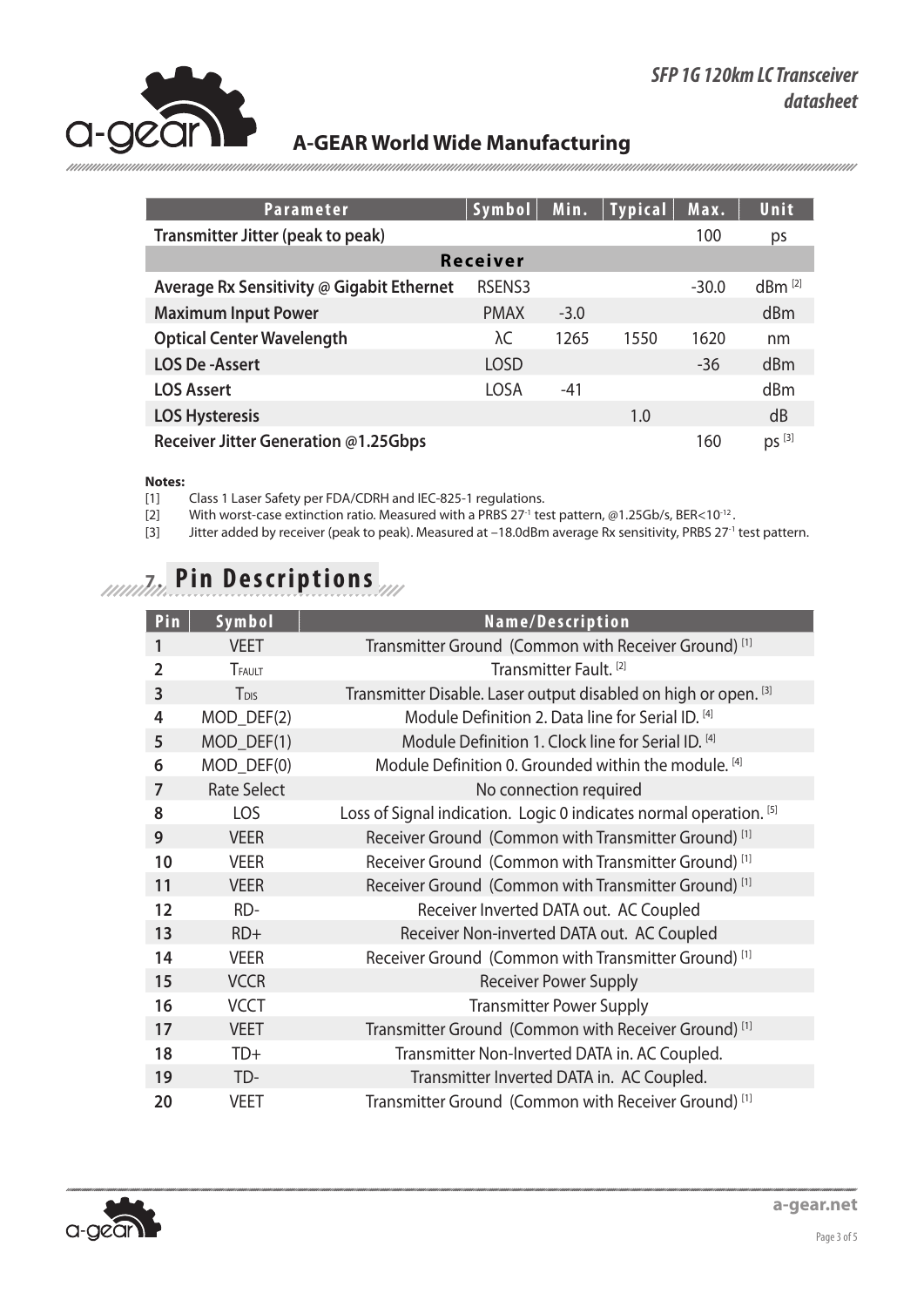| Parameter | Symbol | Min. | Typical | Max. | Unit |
|---|---|---|---|---|---|
| **Transmitter Jitter (peak to peak)** | | | | 100 | ps |
| **Receiver** | | | | | |
| **Average Rx Sensitivity @ Gigabit Ethernet** | RSENS3 | | | -30.0 | dBm [2] |
| **Maximum Input Power** | PMAX | -3.0 | | | dBm |
| **Optical Center Wavelength** | λC | 1265 | 1550 | 1620 | nm |
| **LOS De -Assert** | LOSD | | | -36 | dBm |
| **LOS Assert** | LOSA | -41 | | | dBm |
| **LOS Hysteresis** | | | 1.0 | | dB |
| **Receiver Jitter Generation @1.25Gbps** | | | | 160 | ps [3] |

**Notes:**

[1] Class 1 Laser Safety per FDA/CDRH and IEC-825-1 regulations.

[2] With worst-case extinction ratio. Measured with a PRBS $2^7$-1 test pattern, @1.25Gb/s, BER<$10^{-12}$.

[3] Jitter added by receiver (peak to peak). Measured at –18.0dBm average Rx sensitivity, PRBS $2^7$-1 test pattern.

## 7. Pin Descriptions

| Pin | Symbol | Name/Description |
|---|---|---|
| 1 | VEET | Transmitter Ground (Common with Receiver Ground) [1] |
| 2 | $T_{FAULT}$ | Transmitter Fault. [2] |
| 3 | $T_{DIS}$ | Transmitter Disable. Laser output disabled on high or open. [3] |
| 4 | MOD_DEF(2) | Module Definition 2. Data line for Serial ID. [4] |
| 5 | MOD_DEF(1) | Module Definition 1. Clock line for Serial ID. [4] |
| 6 | MOD_DEF(0) | Module Definition 0. Grounded within the module. [4] |
| 7 | Rate Select | No connection required |
| 8 | LOS | Loss of Signal indication. Logic 0 indicates normal operation. [5] |
| 9 | VEER | Receiver Ground (Common with Transmitter Ground) [1] |
| 10 | VEER | Receiver Ground (Common with Transmitter Ground) [1] |
| 11 | VEER | Receiver Ground (Common with Transmitter Ground) [1] |
| 12 | RD- | Receiver Inverted DATA out. AC Coupled |
| 13 | RD+ | Receiver Non-inverted DATA out. AC Coupled |
| 14 | VEER | Receiver Ground (Common with Transmitter Ground) [1] |
| 15 | VCCR | Receiver Power Supply |
| 16 | VCCT | Transmitter Power Supply |
| 17 | VEET | Transmitter Ground (Common with Receiver Ground) [1] |
| 18 | TD+ | Transmitter Non-Inverted DATA in. AC Coupled. |
| 19 | TD- | Transmitter Inverted DATA in. AC Coupled. |
| 20 | VEET | Transmitter Ground (Common with Receiver Ground) [1] |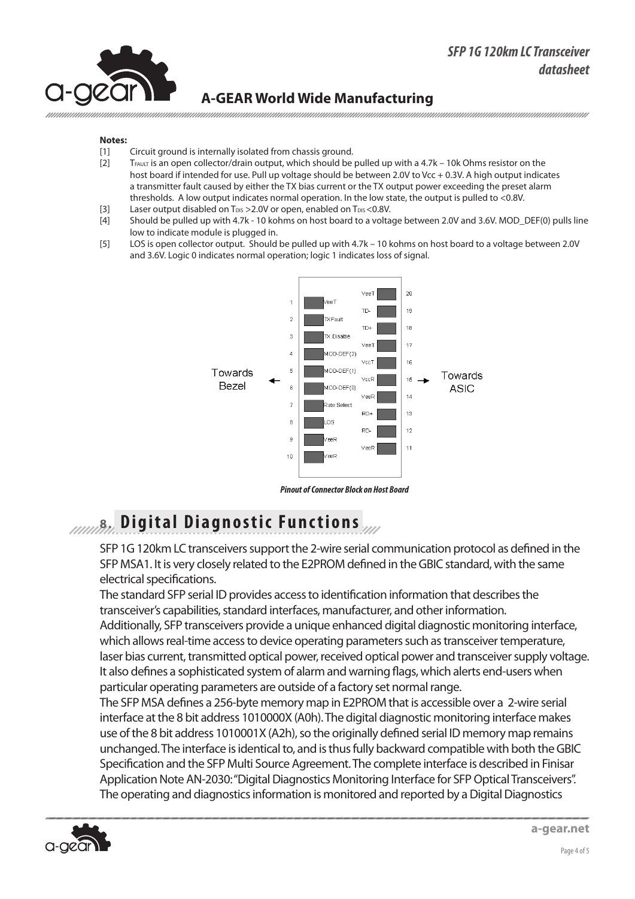**Notes:**

[1] Circuit ground is internally isolated from chassis ground.

[2] $T_{FAULT}$ is an open collector/drain output, which should be pulled up with a 4.7k – 10k Ohms resistor on the host board if intended for use. Pull up voltage should be between 2.0V to Vcc + 0.3V. A high output indicates a transmitter fault caused by either the TX bias current or the TX output power exceeding the preset alarm thresholds. A low output indicates normal operation. In the low state, the output is pulled to <0.8V.

[3] Laser output disabled on $T_{DIS}$ >2.0V or open, enabled on $T_{DIS}$ <0.8V.

[4] Should be pulled up with 4.7k - 10 kohms on host board to a voltage between 2.0V and 3.6V. MOD_DEF(0) pulls line low to indicate module is plugged in.

[5] LOS is open collector output. Should be pulled up with 4.7k – 10 kohms on host board to a voltage between 2.0V and 3.6V. Logic 0 indicates normal operation; logic 1 indicates loss of signal.

| Pin | Name (Towards Bezel) | Pin | Name (Towards ASIC) |
|---|---|---|---|
| 1 | VeeT | 20 | VeeT |
| 2 | TXFault | 19 | TD- |
| 3 | TX Disable | 18 | TD+ |
| 4 | MOD-DEF(2) | 17 | VeeT |
| 5 | MOD-DEF(1) | 16 | VccT |
| 6 | MOD-DEF(0) | 15 | VccR |
| 7 | Rate Select | 14 | VeeR |
| 8 | LOS | 13 | RD+ |
| 9 | VeeR | 12 | RD- |
| 10 | VeeR | 11 | VeeR |

*Pinout of Connector Block on Host Board*

## 8. Digital Diagnostic Functions

SFP 1G 120km LC transceivers support the 2-wire serial communication protocol as defined in the SFP MSA1. It is very closely related to the E2PROM defined in the GBIC standard, with the same electrical specifications.

The standard SFP serial ID provides access to identification information that describes the transceiver's capabilities, standard interfaces, manufacturer, and other information.

Additionally, SFP transceivers provide a unique enhanced digital diagnostic monitoring interface, which allows real-time access to device operating parameters such as transceiver temperature, laser bias current, transmitted optical power, received optical power and transceiver supply voltage. It also defines a sophisticated system of alarm and warning flags, which alerts end-users when particular operating parameters are outside of a factory set normal range.

The SFP MSA defines a 256-byte memory map in E2PROM that is accessible over a 2-wire serial interface at the 8 bit address 1010000X (A0h). The digital diagnostic monitoring interface makes use of the 8 bit address 1010001X (A2h), so the originally defined serial ID memory map remains unchanged. The interface is identical to, and is thus fully backward compatible with both the GBIC Specification and the SFP Multi Source Agreement. The complete interface is described in Finisar Application Note AN-2030: "Digital Diagnostics Monitoring Interface for SFP Optical Transceivers". The operating and diagnostics information is monitored and reported by a Digital Diagnostics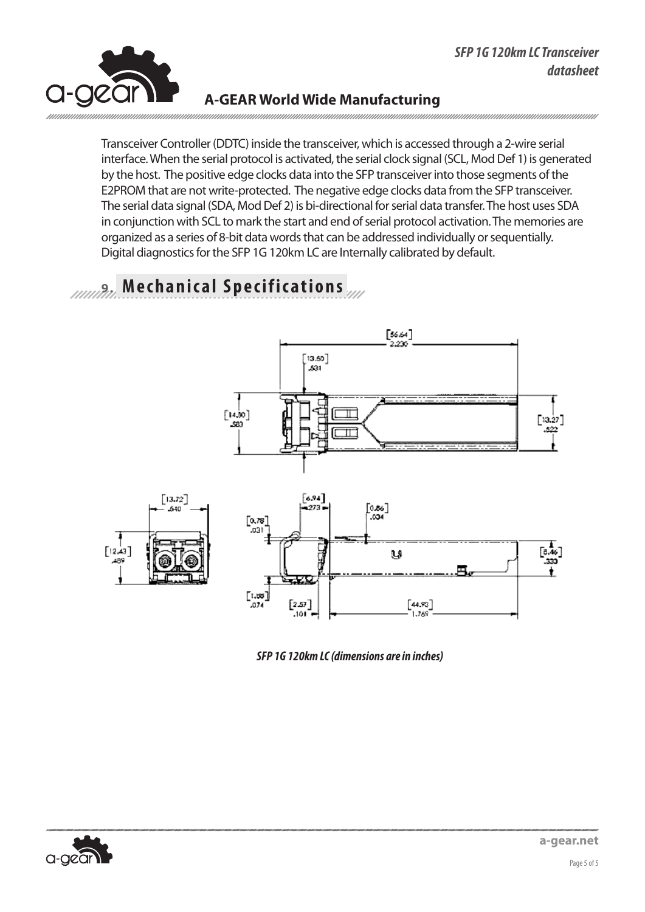Transceiver Controller (DDTC) inside the transceiver, which is accessed through a 2-wire serial interface. When the serial protocol is activated, the serial clock signal (SCL, Mod Def 1) is generated by the host. The positive edge clocks data into the SFP transceiver into those segments of the E2PROM that are not write-protected. The negative edge clocks data from the SFP transceiver. The serial data signal (SDA, Mod Def 2) is bi-directional for serial data transfer. The host uses SDA in conjunction with SCL to mark the start and end of serial protocol activation. The memories are organized as a series of 8-bit data words that can be addressed individually or sequentially. Digital diagnostics for the SFP 1G 120km LC are Internally calibrated by default.

## 9. Mechanical Specifications

[56.64] 2.230

[13.60] .631

[14.80] .583

[13.27] .522

[13.72] .540

[12.43] .489

[6.94] .273

[0.86] .034

[0.78] .031

[8.46] .333

[1.88] .074

[2.57] .101

[44.93] 1.769

*SFP 1G 120km LC (dimensions are in inches)*